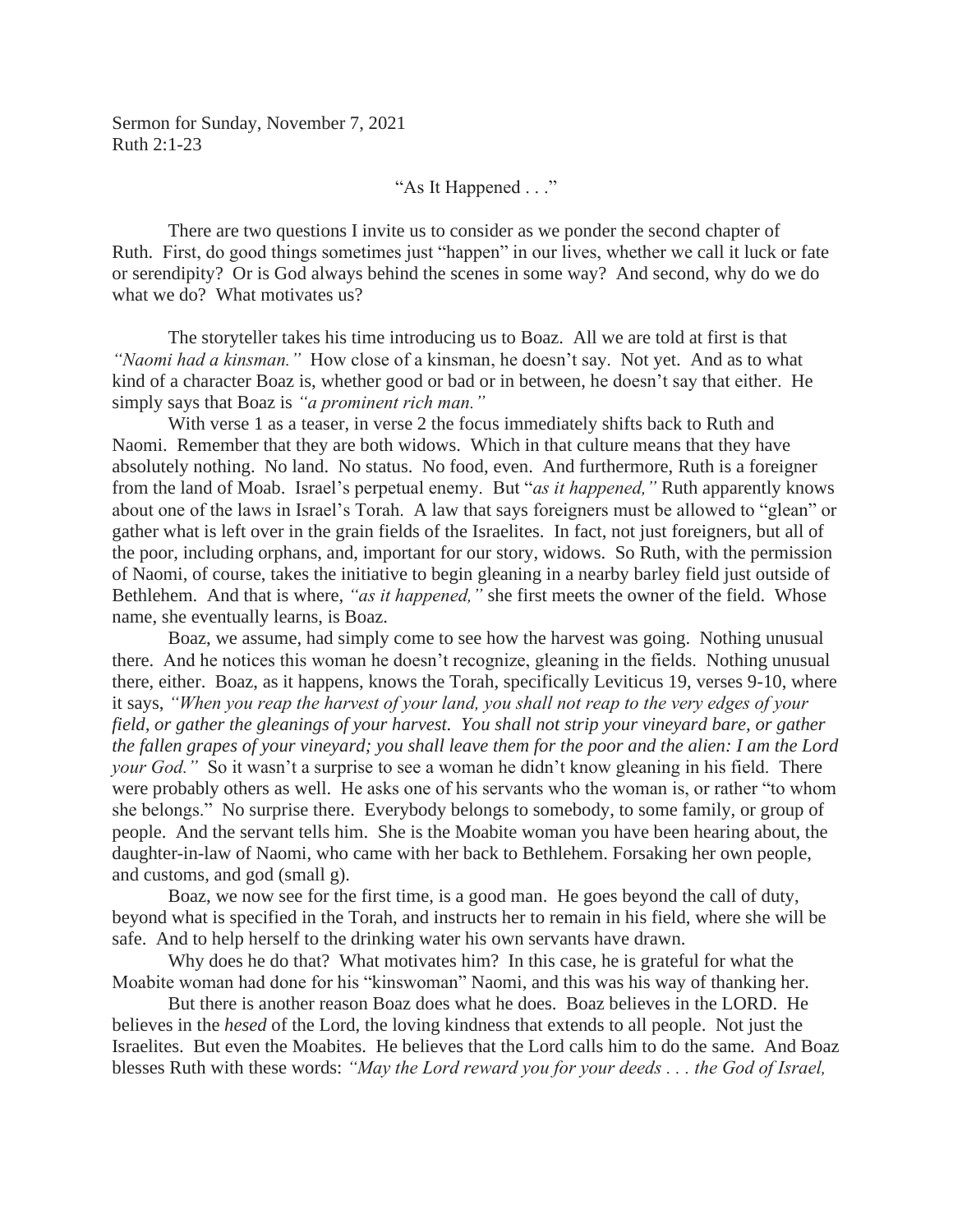Sermon for Sunday, November 7, 2021
Ruth 2:1-23

"As It Happened . . ."

There are two questions I invite us to consider as we ponder the second chapter of Ruth. First, do good things sometimes just "happen" in our lives, whether we call it luck or fate or serendipity? Or is God always behind the scenes in some way? And second, why do we do what we do? What motivates us?

The storyteller takes his time introducing us to Boaz. All we are told at first is that *"Naomi had a kinsman."* How close of a kinsman, he doesn't say. Not yet. And as to what kind of a character Boaz is, whether good or bad or in between, he doesn't say that either. He simply says that Boaz is *"a prominent rich man."*

With verse 1 as a teaser, in verse 2 the focus immediately shifts back to Ruth and Naomi. Remember that they are both widows. Which in that culture means that they have absolutely nothing. No land. No status. No food, even. And furthermore, Ruth is a foreigner from the land of Moab. Israel's perpetual enemy. But "*as it happened,"* Ruth apparently knows about one of the laws in Israel's Torah. A law that says foreigners must be allowed to "glean" or gather what is left over in the grain fields of the Israelites. In fact, not just foreigners, but all of the poor, including orphans, and, important for our story, widows. So Ruth, with the permission of Naomi, of course, takes the initiative to begin gleaning in a nearby barley field just outside of Bethlehem. And that is where, *"as it happened,"* she first meets the owner of the field. Whose name, she eventually learns, is Boaz.

Boaz, we assume, had simply come to see how the harvest was going. Nothing unusual there. And he notices this woman he doesn't recognize, gleaning in the fields. Nothing unusual there, either. Boaz, as it happens, knows the Torah, specifically Leviticus 19, verses 9-10, where it says, *"When you reap the harvest of your land, you shall not reap to the very edges of your field, or gather the gleanings of your harvest. You shall not strip your vineyard bare, or gather the fallen grapes of your vineyard; you shall leave them for the poor and the alien: I am the Lord your God."* So it wasn't a surprise to see a woman he didn't know gleaning in his field. There were probably others as well. He asks one of his servants who the woman is, or rather "to whom she belongs." No surprise there. Everybody belongs to somebody, to some family, or group of people. And the servant tells him. She is the Moabite woman you have been hearing about, the daughter-in-law of Naomi, who came with her back to Bethlehem. Forsaking her own people, and customs, and god (small g).

Boaz, we now see for the first time, is a good man. He goes beyond the call of duty, beyond what is specified in the Torah, and instructs her to remain in his field, where she will be safe. And to help herself to the drinking water his own servants have drawn.

Why does he do that? What motivates him? In this case, he is grateful for what the Moabite woman had done for his "kinswoman" Naomi, and this was his way of thanking her.

But there is another reason Boaz does what he does. Boaz believes in the LORD. He believes in the *hesed* of the Lord, the loving kindness that extends to all people. Not just the Israelites. But even the Moabites. He believes that the Lord calls him to do the same. And Boaz blesses Ruth with these words: *"May the Lord reward you for your deeds . . . the God of Israel,*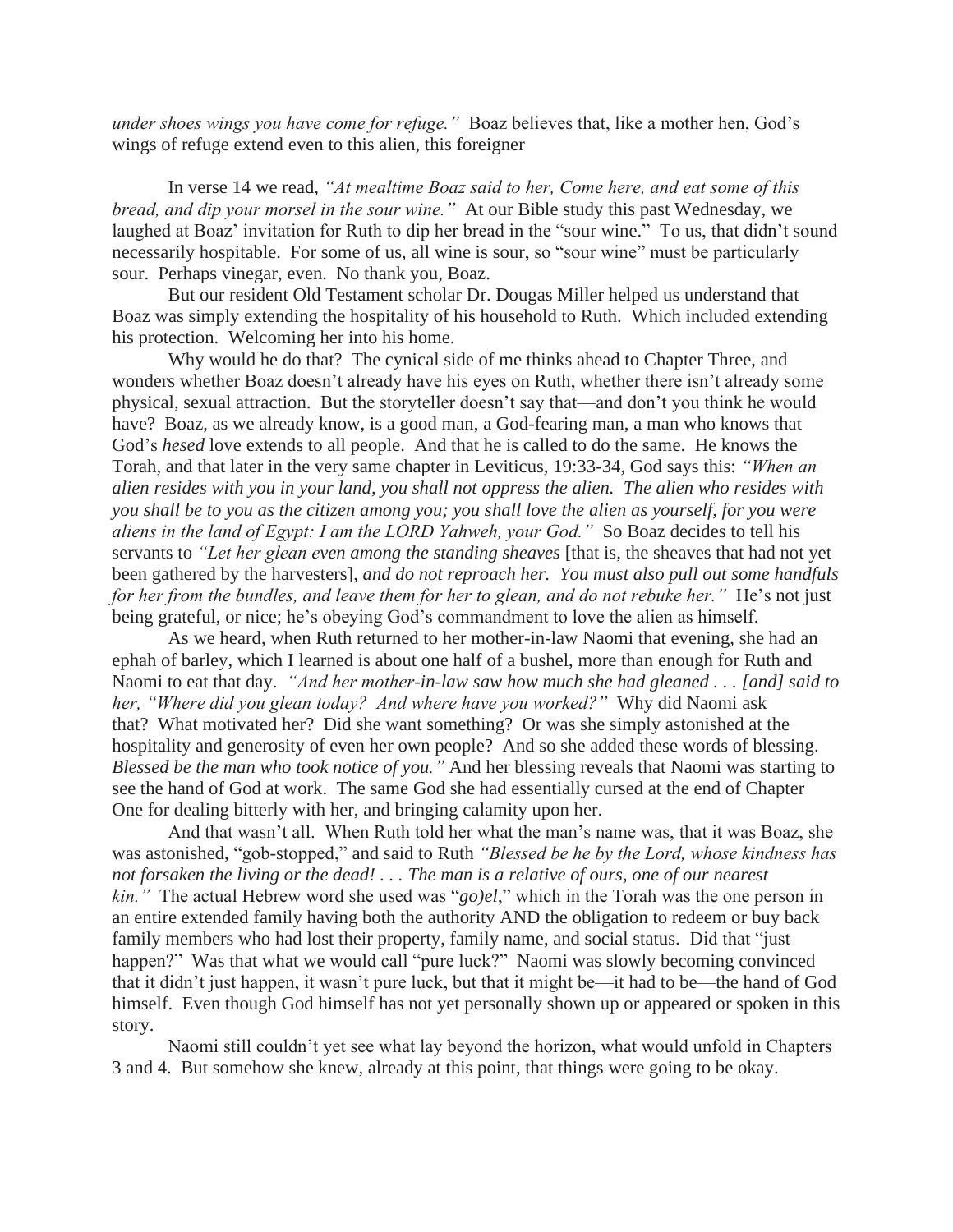*under shoes wings you have come for refuge."* Boaz believes that, like a mother hen, God's wings of refuge extend even to this alien, this foreigner

In verse 14 we read, *"At mealtime Boaz said to her, Come here, and eat some of this bread, and dip your morsel in the sour wine."* At our Bible study this past Wednesday, we laughed at Boaz' invitation for Ruth to dip her bread in the "sour wine." To us, that didn't sound necessarily hospitable. For some of us, all wine is sour, so "sour wine" must be particularly sour. Perhaps vinegar, even. No thank you, Boaz.

But our resident Old Testament scholar Dr. Dougas Miller helped us understand that Boaz was simply extending the hospitality of his household to Ruth. Which included extending his protection. Welcoming her into his home.

Why would he do that? The cynical side of me thinks ahead to Chapter Three, and wonders whether Boaz doesn't already have his eyes on Ruth, whether there isn't already some physical, sexual attraction. But the storyteller doesn't say that—and don't you think he would have? Boaz, as we already know, is a good man, a God-fearing man, a man who knows that God's *hesed* love extends to all people. And that he is called to do the same. He knows the Torah, and that later in the very same chapter in Leviticus, 19:33-34, God says this: *"When an alien resides with you in your land, you shall not oppress the alien. The alien who resides with you shall be to you as the citizen among you; you shall love the alien as yourself, for you were aliens in the land of Egypt: I am the LORD Yahweh, your God."* So Boaz decides to tell his servants to *"Let her glean even among the standing sheaves* [that is, the sheaves that had not yet been gathered by the harvesters], *and do not reproach her. You must also pull out some handfuls for her from the bundles, and leave them for her to glean, and do not rebuke her."* He's not just being grateful, or nice; he's obeying God's commandment to love the alien as himself.

As we heard, when Ruth returned to her mother-in-law Naomi that evening, she had an ephah of barley, which I learned is about one half of a bushel, more than enough for Ruth and Naomi to eat that day. *"And her mother-in-law saw how much she had gleaned . . . [and] said to her, "Where did you glean today? And where have you worked?"* Why did Naomi ask that? What motivated her? Did she want something? Or was she simply astonished at the hospitality and generosity of even her own people? And so she added these words of blessing. *Blessed be the man who took notice of you."* And her blessing reveals that Naomi was starting to see the hand of God at work. The same God she had essentially cursed at the end of Chapter One for dealing bitterly with her, and bringing calamity upon her.

And that wasn't all. When Ruth told her what the man's name was, that it was Boaz, she was astonished, "gob-stopped," and said to Ruth *"Blessed be he by the Lord, whose kindness has not forsaken the living or the dead! . . . The man is a relative of ours, one of our nearest kin."* The actual Hebrew word she used was "*go)el*," which in the Torah was the one person in an entire extended family having both the authority AND the obligation to redeem or buy back family members who had lost their property, family name, and social status. Did that "just happen?" Was that what we would call "pure luck?" Naomi was slowly becoming convinced that it didn't just happen, it wasn't pure luck, but that it might be—it had to be—the hand of God himself. Even though God himself has not yet personally shown up or appeared or spoken in this story.

Naomi still couldn't yet see what lay beyond the horizon, what would unfold in Chapters 3 and 4. But somehow she knew, already at this point, that things were going to be okay.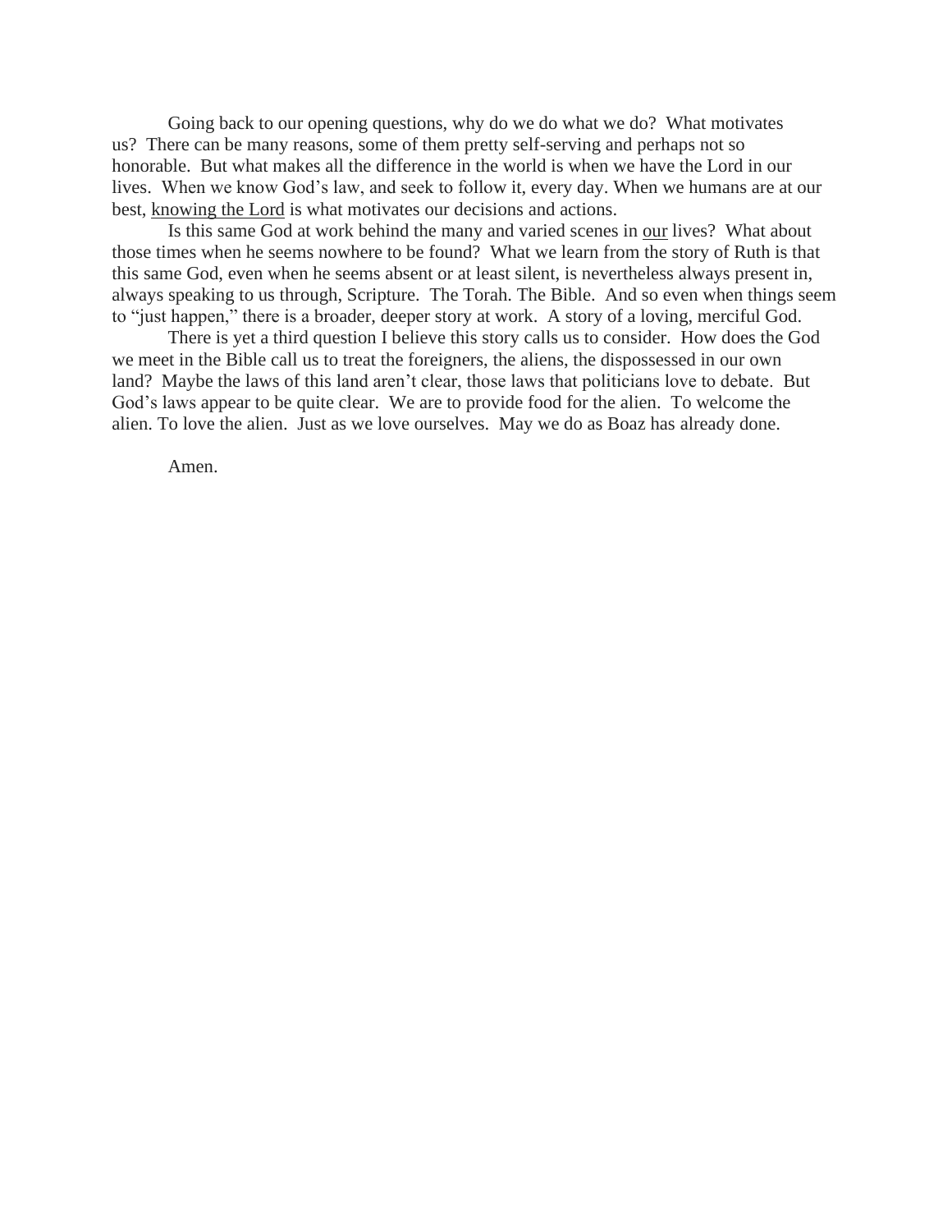Going back to our opening questions, why do we do what we do? What motivates us? There can be many reasons, some of them pretty self-serving and perhaps not so honorable. But what makes all the difference in the world is when we have the Lord in our lives. When we know God's law, and seek to follow it, every day. When we humans are at our best, <u>knowing the Lord</u> is what motivates our decisions and actions.

Is this same God at work behind the many and varied scenes in <u>our</u> lives? What about those times when he seems nowhere to be found? What we learn from the story of Ruth is that this same God, even when he seems absent or at least silent, is nevertheless always present in, always speaking to us through, Scripture. The Torah. The Bible. And so even when things seem to "just happen," there is a broader, deeper story at work. A story of a loving, merciful God.

There is yet a third question I believe this story calls us to consider. How does the God we meet in the Bible call us to treat the foreigners, the aliens, the dispossessed in our own land? Maybe the laws of this land aren't clear, those laws that politicians love to debate. But God's laws appear to be quite clear. We are to provide food for the alien. To welcome the alien. To love the alien. Just as we love ourselves. May we do as Boaz has already done.

Amen.